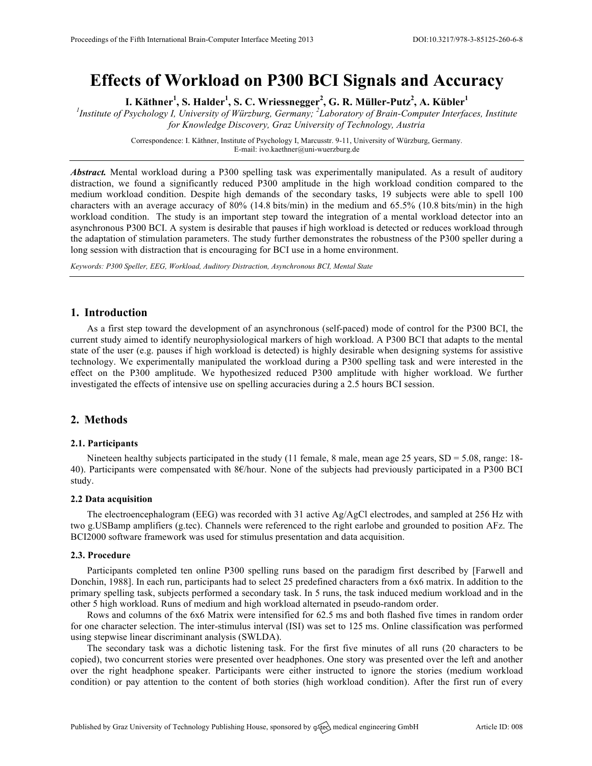# Effects of Workload on P300 BCI Signals and Accuracy

**I. Käthner[1], S. Halder[1], S. C. Wriessnegger[2], G. R. Müller-Putz[2], A. Kübler[1]**

[1]*Institute of Psychology I, University of Würzburg, Germany;* [2]*Laboratory of Brain-Computer Interfaces, Institute for Knowledge Discovery, Graz University of Technology, Austria*

Correspondence: I. Käthner, Institute of Psychology I, Marcusstr. 9-11, University of Würzburg, Germany. E-mail: ivo.kaethner@uni-wuerzburg.de

***Abstract.*** Mental workload during a P300 spelling task was experimentally manipulated. As a result of auditory distraction, we found a significantly reduced P300 amplitude in the high workload condition compared to the medium workload condition. Despite high demands of the secondary tasks, 19 subjects were able to spell 100 characters with an average accuracy of 80% (14.8 bits/min) in the medium and 65.5% (10.8 bits/min) in the high workload condition. The study is an important step toward the integration of a mental workload detector into an asynchronous P300 BCI. A system is desirable that pauses if high workload is detected or reduces workload through the adaptation of stimulation parameters. The study further demonstrates the robustness of the P300 speller during a long session with distraction that is encouraging for BCI use in a home environment.

*Keywords: P300 Speller, EEG, Workload, Auditory Distraction, Asynchronous BCI, Mental State*

## 1. Introduction

As a first step toward the development of an asynchronous (self-paced) mode of control for the P300 BCI, the current study aimed to identify neurophysiological markers of high workload. A P300 BCI that adapts to the mental state of the user (e.g. pauses if high workload is detected) is highly desirable when designing systems for assistive technology. We experimentally manipulated the workload during a P300 spelling task and were interested in the effect on the P300 amplitude. We hypothesized reduced P300 amplitude with higher workload. We further investigated the effects of intensive use on spelling accuracies during a 2.5 hours BCI session.

## 2. Methods

### 2.1. Participants

Nineteen healthy subjects participated in the study (11 female, 8 male, mean age 25 years, SD = 5.08, range: 18-40). Participants were compensated with 8€/hour. None of the subjects had previously participated in a P300 BCI study.

### 2.2 Data acquisition

The electroencephalogram (EEG) was recorded with 31 active Ag/AgCl electrodes, and sampled at 256 Hz with two g.USBamp amplifiers (g.tec). Channels were referenced to the right earlobe and grounded to position AFz. The BCI2000 software framework was used for stimulus presentation and data acquisition.

### 2.3. Procedure

Participants completed ten online P300 spelling runs based on the paradigm first described by [Farwell and Donchin, 1988]. In each run, participants had to select 25 predefined characters from a 6x6 matrix. In addition to the primary spelling task, subjects performed a secondary task. In 5 runs, the task induced medium workload and in the other 5 high workload. Runs of medium and high workload alternated in pseudo-random order.

Rows and columns of the 6x6 Matrix were intensified for 62.5 ms and both flashed five times in random order for one character selection. The inter-stimulus interval (ISI) was set to 125 ms. Online classification was performed using stepwise linear discriminant analysis (SWLDA).

The secondary task was a dichotic listening task. For the first five minutes of all runs (20 characters to be copied), two concurrent stories were presented over headphones. One story was presented over the left and another over the right headphone speaker. Participants were either instructed to ignore the stories (medium workload condition) or pay attention to the content of both stories (high workload condition). After the first run of every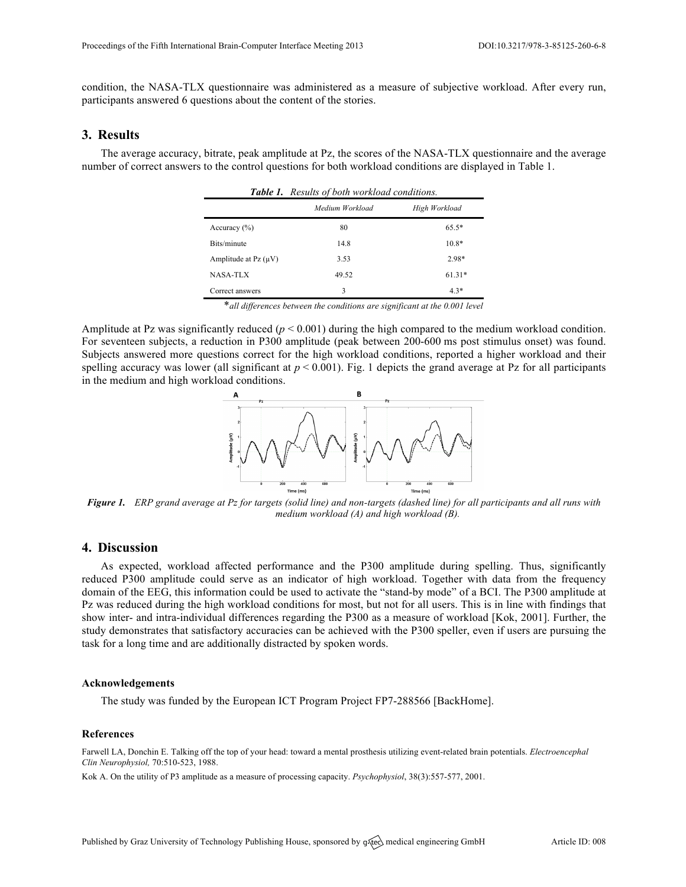condition, the NASA-TLX questionnaire was administered as a measure of subjective workload. After every run, participants answered 6 questions about the content of the stories.

## 3. Results

The average accuracy, bitrate, peak amplitude at Pz, the scores of the NASA-TLX questionnaire and the average number of correct answers to the control questions for both workload conditions are displayed in Table 1.

***Table 1.*** *Results of both workload conditions.*

| | *Medium Workload* | *High Workload* |
|---|---|---|
| Accuracy (%) | 80 | 65.5* |
| Bits/minute | 14.8 | 10.8* |
| Amplitude at Pz (μV) | 3.53 | 2.98* |
| NASA-TLX | 49.52 | 61.31* |
| Correct answers | 3 | 4.3* |

\**all differences between the conditions are significant at the 0.001 level*

Amplitude at Pz was significantly reduced ($p < 0.001$) during the high compared to the medium workload condition. For seventeen subjects, a reduction in P300 amplitude (peak between 200-600 ms post stimulus onset) was found. Subjects answered more questions correct for the high workload conditions, reported a higher workload and their spelling accuracy was lower (all significant at $p < 0.001$). Fig. 1 depicts the grand average at Pz for all participants in the medium and high workload conditions.

A

B

Pz

Pz

Amplitude (μV)

Time (ms)

***Figure 1.*** *ERP grand average at Pz for targets (solid line) and non-targets (dashed line) for all participants and all runs with medium workload (A) and high workload (B).*

## 4. Discussion

As expected, workload affected performance and the P300 amplitude during spelling. Thus, significantly reduced P300 amplitude could serve as an indicator of high workload. Together with data from the frequency domain of the EEG, this information could be used to activate the "stand-by mode" of a BCI. The P300 amplitude at Pz was reduced during the high workload conditions for most, but not for all users. This is in line with findings that show inter- and intra-individual differences regarding the P300 as a measure of workload [Kok, 2001]. Further, the study demonstrates that satisfactory accuracies can be achieved with the P300 speller, even if users are pursuing the task for a long time and are additionally distracted by spoken words.

### Acknowledgements

The study was funded by the European ICT Program Project FP7-288566 [BackHome].

### References

Farwell LA, Donchin E. Talking off the top of your head: toward a mental prosthesis utilizing event-related brain potentials. *Electroencephal Clin Neurophysiol,* 70:510-523, 1988.

Kok A. On the utility of P3 amplitude as a measure of processing capacity. *Psychophysiol*, 38(3):557-577, 2001.